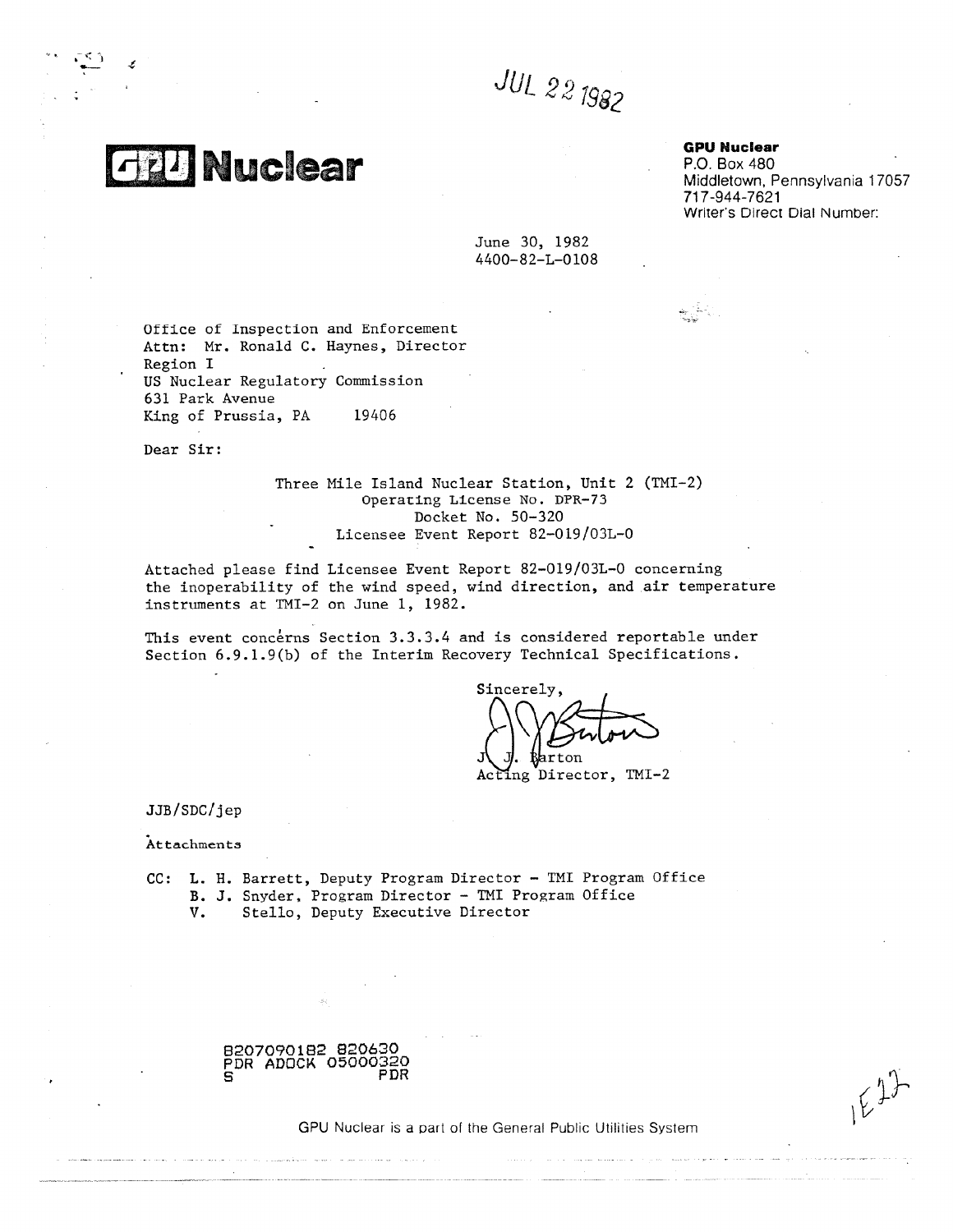JUL 22 1982

**GPU Nuclear**

**GPU Nuclear**
P.O. Box 480
Middletown, Pennsylvania 17057
717-944-7621
Writer's Direct Dial Number:

June 30, 1982
4400-82-L-0108

Office of Inspection and Enforcement
Attn: Mr. Ronald C. Haynes, Director
Region I
US Nuclear Regulatory Commission
631 Park Avenue
King of Prussia, PA 19406

Dear Sir:

Three Mile Island Nuclear Station, Unit 2 (TMI-2)
Operating License No. DPR-73
Docket No. 50-320
Licensee Event Report 82-019/03L-0

Attached please find Licensee Event Report 82-019/03L-0 concerning the inoperability of the wind speed, wind direction, and air temperature instruments at TMI-2 on June 1, 1982.

This event concerns Section 3.3.3.4 and is considered reportable under Section 6.9.1.9(b) of the Interim Recovery Technical Specifications.

Sincerely,

J. J. Barton
Acting Director, TMI-2

JJB/SDC/jep

Attachments

CC: L. H. Barrett, Deputy Program Director - TMI Program Office
B. J. Snyder, Program Director - TMI Program Office
V. Stello, Deputy Executive Director

8207090182 820630
PDR ADOCK 05000320
S PDR

IE22

GPU Nuclear is a part of the General Public Utilities System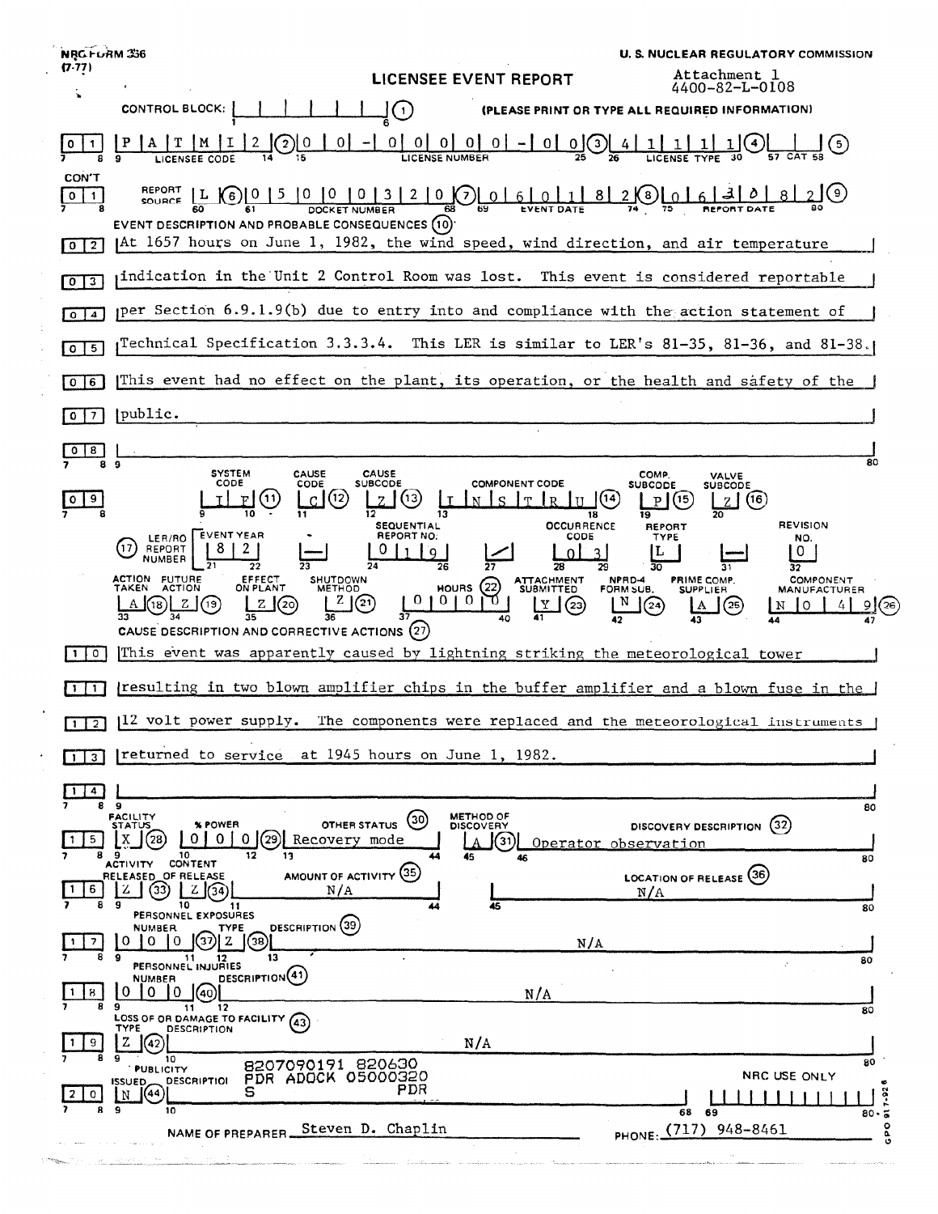NRC FORM 366 (7-77)

**U. S. NUCLEAR REGULATORY COMMISSION**

# LICENSEE EVENT REPORT

Attachment 1
4400-82-L-0108

CONTROL BLOCK: (1) (PLEASE PRINT OR TYPE ALL REQUIRED INFORMATION)

| | |
|---|---|
| 0 1 | LICENSEE CODE: P A T M I 2 (2) LICENSE NUMBER: 0 0 - 0 0 0 0 0 - 0 0 (3) LICENSE TYPE: 4 1 1 1 1 (4) CAT (5) |
| CON'T 0 1 | REPORT SOURCE: L (6) DOCKET NUMBER: 0 5 0 0 0 3 2 0 (7) EVENT DATE: 0 6 0 1 8 2 (8) REPORT DATE: 0 6 3 0 8 2 (9) |

**EVENT DESCRIPTION AND PROBABLE CONSEQUENCES (10)**

| | |
|---|---|
| 0 2 | At 1657 hours on June 1, 1982, the wind speed, wind direction, and air temperature |
| 0 3 | indication in the Unit 2 Control Room was lost. This event is considered reportable |
| 0 4 | per Section 6.9.1.9(b) due to entry into and compliance with the action statement of |
| 0 5 | Technical Specification 3.3.3.4. This LER is similar to LER's 81-35, 81-36, and 81-38. |
| 0 6 | This event had no effect on the plant, its operation, or the health and safety of the |
| 0 7 | public. |
| 0 8 | |

| SYSTEM CODE | CAUSE CODE | CAUSE SUBCODE | COMPONENT CODE | COMP. SUBCODE | VALVE SUBCODE |
|---|---|---|---|---|---|
| 0 9 I F (11) | C (12) | Z (13) | I N S T R U (14) | P (15) | Z (16) |

| (17) LER/RO REPORT NUMBER | EVENT YEAR | | SEQUENTIAL REPORT NO. | | OCCURRENCE CODE | REPORT TYPE | | REVISION NO. |
|---|---|---|---|---|---|---|---|---|
| | 8 2 | — | 0 1 9 | / | 0 3 | L | — | 0 |

| ACTION TAKEN | FUTURE ACTION | EFFECT ON PLANT | SHUTDOWN METHOD | HOURS (22) | ATTACHMENT SUBMITTED | NPRD-4 FORM SUB. | PRIME COMP. SUPPLIER | COMPONENT MANUFACTURER |
|---|---|---|---|---|---|---|---|---|
| A (18) | Z (19) | Z (20) | Z (21) | 0 0 0 0 | Y (23) | N (24) | A (25) | N 0 4 9 (26) |

**CAUSE DESCRIPTION AND CORRECTIVE ACTIONS (27)**

| | |
|---|---|
| 1 0 | This event was apparently caused by lightning striking the meteorological tower |
| 1 1 | resulting in two blown amplifier chips in the buffer amplifier and a blown fuse in the |
| 1 2 | 12 volt power supply. The components were replaced and the meteorological instruments |
| 1 3 | returned to service at 1945 hours on June 1, 1982. |
| 1 4 | |

| | FACILITY STATUS | % POWER | OTHER STATUS (30) | METHOD OF DISCOVERY | DISCOVERY DESCRIPTION (32) |
|---|---|---|---|---|---|
| 1 5 | X (28) | 0 0 0 (29) | Recovery mode | A (31) | Operator observation |

| | ACTIVITY RELEASED | CONTENT OF RELEASE | AMOUNT OF ACTIVITY (35) | LOCATION OF RELEASE (36) |
|---|---|---|---|---|
| 1 6 | Z (33) | Z (34) | N/A | N/A |

**PERSONNEL EXPOSURES**

| | NUMBER | TYPE | DESCRIPTION (39) |
|---|---|---|---|
| 1 7 | 0 0 0 (37) | Z (38) | N/A |

**PERSONNEL INJURIES**

| | NUMBER | DESCRIPTION (41) |
|---|---|---|
| 1 8 | 0 0 0 (40) | N/A |

**LOSS OF OR DAMAGE TO FACILITY (43)**

| | TYPE | DESCRIPTION |
|---|---|---|
| 1 9 | Z (42) | N/A |

**PUBLICITY**

| | ISSUED | DESCRIPTION |
|---|---|---|
| 2 0 | N (44) | |

8207090191 820630
PDR ADOCK 05000320
S PDR

NRC USE ONLY

NAME OF PREPARER: Steven D. Chaplin

PHONE: (717) 948-8461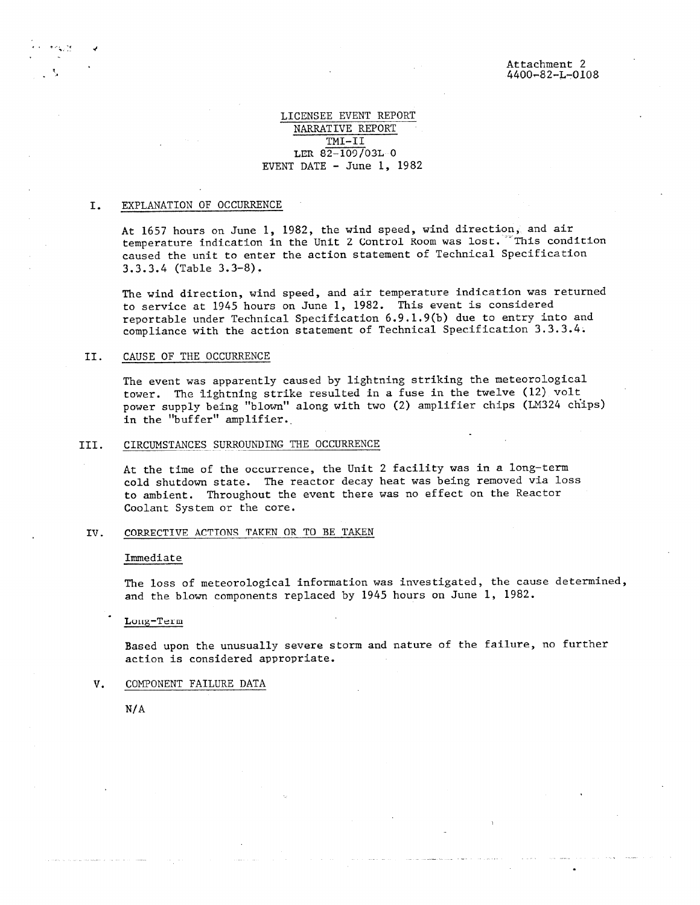Attachment 2
4400-82-L-0108

# LICENSEE EVENT REPORT
## NARRATIVE REPORT
## TMI-II
## LER 82-109/03L 0
## EVENT DATE - June 1, 1982

## I. EXPLANATION OF OCCURRENCE

At 1657 hours on June 1, 1982, the wind speed, wind direction, and air temperature indication in the Unit 2 Control Room was lost. This condition caused the unit to enter the action statement of Technical Specification 3.3.3.4 (Table 3.3-8).

The wind direction, wind speed, and air temperature indication was returned to service at 1945 hours on June 1, 1982. This event is considered reportable under Technical Specification 6.9.1.9(b) due to entry into and compliance with the action statement of Technical Specification 3.3.3.4.

## II. CAUSE OF THE OCCURRENCE

The event was apparently caused by lightning striking the meteorological tower. The lightning strike resulted in a fuse in the twelve (12) volt power supply being "blown" along with two (2) amplifier chips (LM324 chips) in the "buffer" amplifier.

## III. CIRCUMSTANCES SURROUNDING THE OCCURRENCE

At the time of the occurrence, the Unit 2 facility was in a long-term cold shutdown state. The reactor decay heat was being removed via loss to ambient. Throughout the event there was no effect on the Reactor Coolant System or the core.

## IV. CORRECTIVE ACTIONS TAKEN OR TO BE TAKEN

### Immediate

The loss of meteorological information was investigated, the cause determined, and the blown components replaced by 1945 hours on June 1, 1982.

### Long-Term

Based upon the unusually severe storm and nature of the failure, no further action is considered appropriate.

## V. COMPONENT FAILURE DATA

N/A